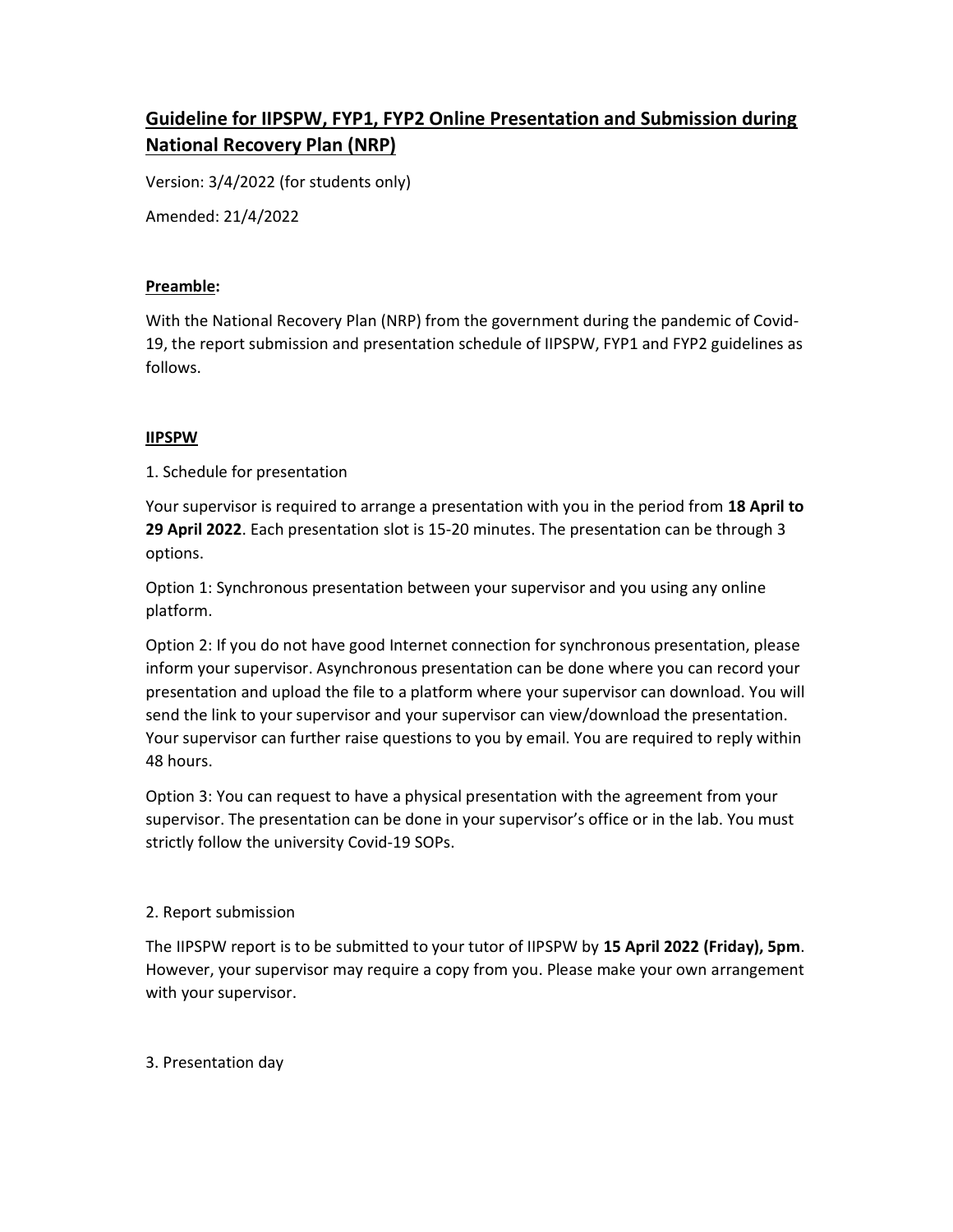# Guideline for IIPSPW, FYP1, FYP2 Online Presentation and Submission during National Recovery Plan (NRP)

Version: 3/4/2022 (for students only)

Amended: 21/4/2022

**Preamble:**

With the National Recovery Plan (NRP) from the government during the pandemic of Covid-19, the report submission and presentation schedule of IIPSPW, FYP1 and FYP2 guidelines as follows.

## IIPSPW

1. Schedule for presentation

Your supervisor is required to arrange a presentation with you in the period from **18 April to 29 April 2022**. Each presentation slot is 15-20 minutes. The presentation can be through 3 options.

Option 1: Synchronous presentation between your supervisor and you using any online platform.

Option 2: If you do not have good Internet connection for synchronous presentation, please inform your supervisor. Asynchronous presentation can be done where you can record your presentation and upload the file to a platform where your supervisor can download. You will send the link to your supervisor and your supervisor can view/download the presentation. Your supervisor can further raise questions to you by email. You are required to reply within 48 hours.

Option 3: You can request to have a physical presentation with the agreement from your supervisor. The presentation can be done in your supervisor's office or in the lab. You must strictly follow the university Covid-19 SOPs.

2. Report submission

The IIPSPW report is to be submitted to your tutor of IIPSPW by **15 April 2022 (Friday), 5pm**. However, your supervisor may require a copy from you. Please make your own arrangement with your supervisor.

3. Presentation day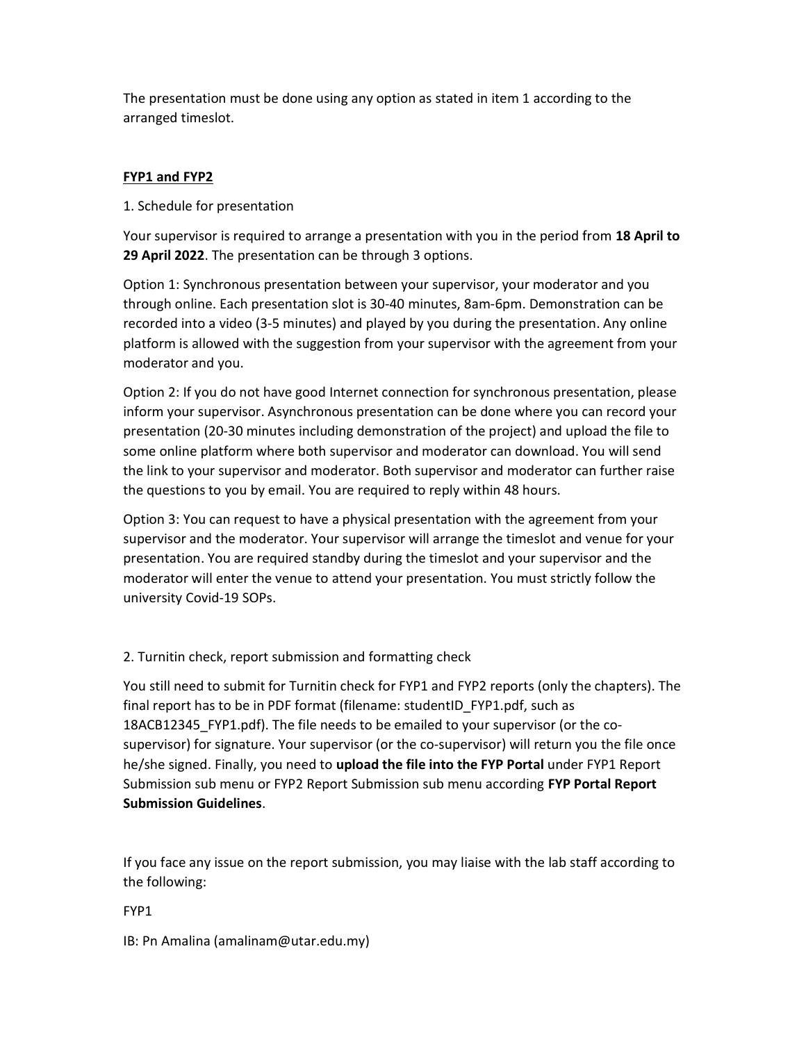The presentation must be done using any option as stated in item 1 according to the arranged timeslot.

**FYP1 and FYP2**

1. Schedule for presentation

Your supervisor is required to arrange a presentation with you in the period from **18 April to 29 April 2022**. The presentation can be through 3 options.

Option 1: Synchronous presentation between your supervisor, your moderator and you through online. Each presentation slot is 30-40 minutes, 8am-6pm. Demonstration can be recorded into a video (3-5 minutes) and played by you during the presentation. Any online platform is allowed with the suggestion from your supervisor with the agreement from your moderator and you.

Option 2: If you do not have good Internet connection for synchronous presentation, please inform your supervisor. Asynchronous presentation can be done where you can record your presentation (20-30 minutes including demonstration of the project) and upload the file to some online platform where both supervisor and moderator can download. You will send the link to your supervisor and moderator. Both supervisor and moderator can further raise the questions to you by email. You are required to reply within 48 hours.

Option 3: You can request to have a physical presentation with the agreement from your supervisor and the moderator. Your supervisor will arrange the timeslot and venue for your presentation. You are required standby during the timeslot and your supervisor and the moderator will enter the venue to attend your presentation. You must strictly follow the university Covid-19 SOPs.

2. Turnitin check, report submission and formatting check

You still need to submit for Turnitin check for FYP1 and FYP2 reports (only the chapters). The final report has to be in PDF format (filename: studentID_FYP1.pdf, such as 18ACB12345_FYP1.pdf). The file needs to be emailed to your supervisor (or the co-supervisor) for signature. Your supervisor (or the co-supervisor) will return you the file once he/she signed. Finally, you need to **upload the file into the FYP Portal** under FYP1 Report Submission sub menu or FYP2 Report Submission sub menu according **FYP Portal Report Submission Guidelines**.

If you face any issue on the report submission, you may liaise with the lab staff according to the following:

FYP1

IB: Pn Amalina (amalinam@utar.edu.my)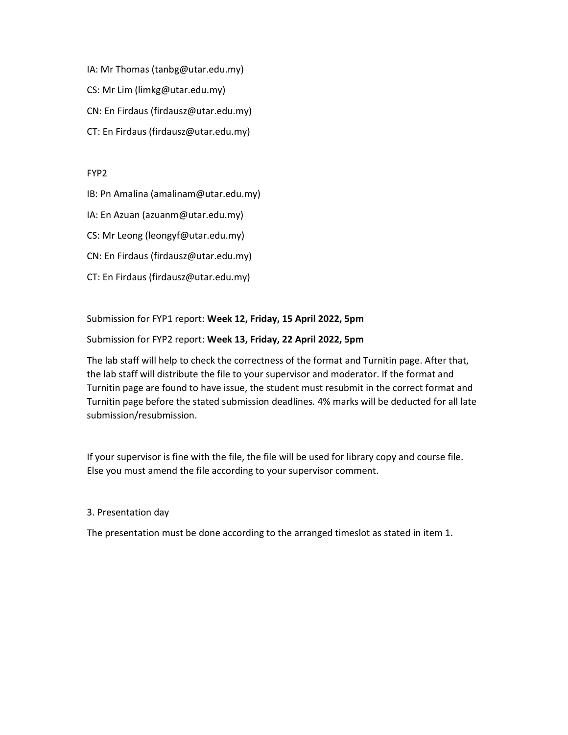IA: Mr Thomas (tanbg@utar.edu.my)

CS: Mr Lim (limkg@utar.edu.my)

CN: En Firdaus (firdausz@utar.edu.my)

CT: En Firdaus (firdausz@utar.edu.my)

FYP2

IB: Pn Amalina (amalinam@utar.edu.my)

IA: En Azuan (azuanm@utar.edu.my)

CS: Mr Leong (leongyf@utar.edu.my)

CN: En Firdaus (firdausz@utar.edu.my)

CT: En Firdaus (firdausz@utar.edu.my)

Submission for FYP1 report: **Week 12, Friday, 15 April 2022, 5pm**

Submission for FYP2 report: **Week 13, Friday, 22 April 2022, 5pm**

The lab staff will help to check the correctness of the format and Turnitin page. After that, the lab staff will distribute the file to your supervisor and moderator. If the format and Turnitin page are found to have issue, the student must resubmit in the correct format and Turnitin page before the stated submission deadlines. 4% marks will be deducted for all late submission/resubmission.

If your supervisor is fine with the file, the file will be used for library copy and course file. Else you must amend the file according to your supervisor comment.

3. Presentation day

The presentation must be done according to the arranged timeslot as stated in item 1.